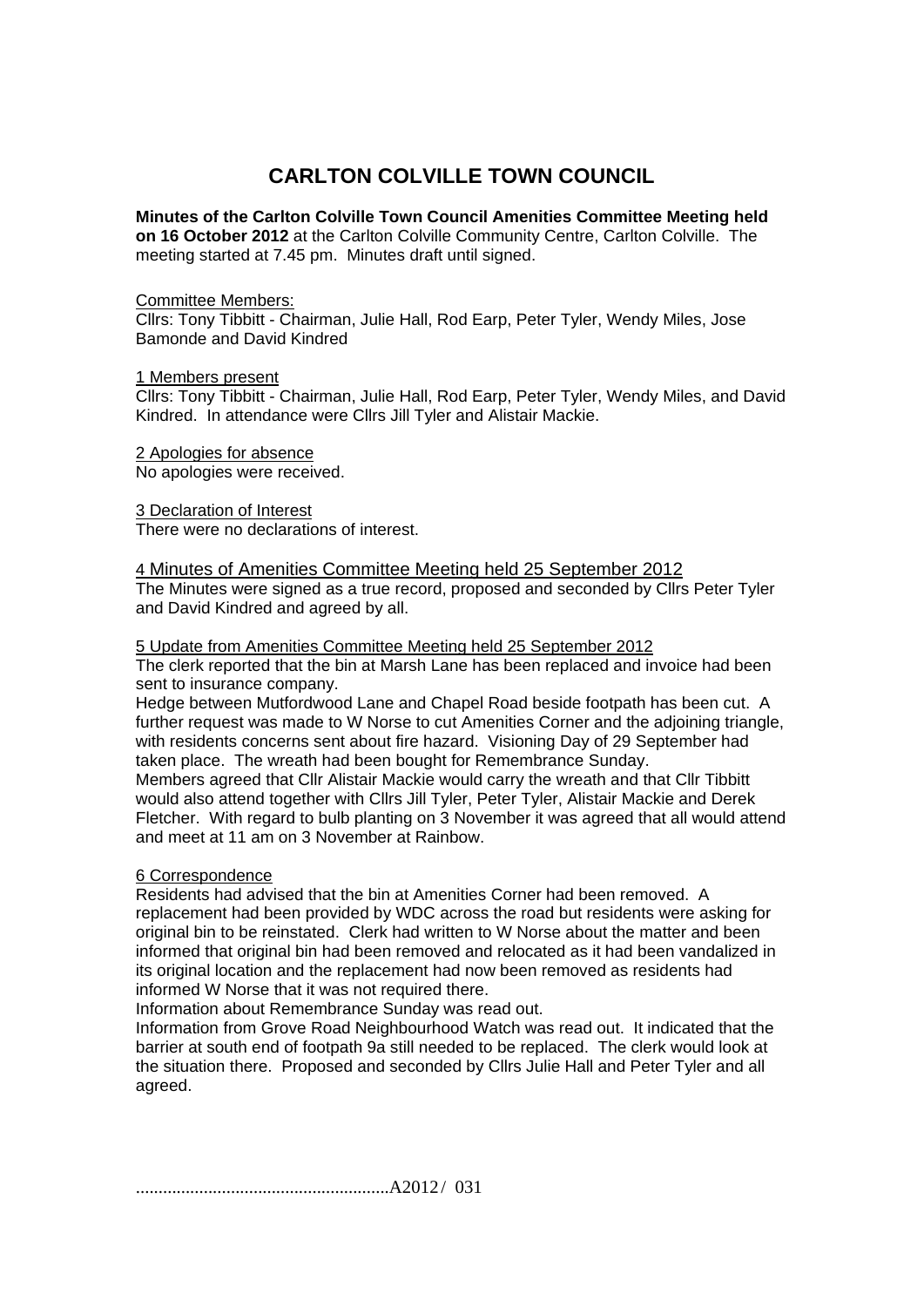# CARLTON COLVILLE TOWN COUNCIL

**Minutes of the Carlton Colville Town Council Amenities Committee Meeting held on 16 October 2012** at the Carlton Colville Community Centre, Carlton Colville. The meeting started at 7.45 pm. Minutes draft until signed.

Committee Members:
Cllrs: Tony Tibbitt - Chairman, Julie Hall, Rod Earp, Peter Tyler, Wendy Miles, Jose Bamonde and David Kindred

1 Members present
Cllrs: Tony Tibbitt - Chairman, Julie Hall, Rod Earp, Peter Tyler, Wendy Miles, and David Kindred. In attendance were Cllrs Jill Tyler and Alistair Mackie.

2 Apologies for absence
No apologies were received.

3 Declaration of Interest
There were no declarations of interest.

4 Minutes of Amenities Committee Meeting held 25 September 2012
The Minutes were signed as a true record, proposed and seconded by Cllrs Peter Tyler and David Kindred and agreed by all.

5 Update from Amenities Committee Meeting held 25 September 2012
The clerk reported that the bin at Marsh Lane has been replaced and invoice had been sent to insurance company.
Hedge between Mutfordwood Lane and Chapel Road beside footpath has been cut. A further request was made to W Norse to cut Amenities Corner and the adjoining triangle, with residents concerns sent about fire hazard. Visioning Day of 29 September had taken place. The wreath had been bought for Remembrance Sunday.
Members agreed that Cllr Alistair Mackie would carry the wreath and that Cllr Tibbitt would also attend together with Cllrs Jill Tyler, Peter Tyler, Alistair Mackie and Derek Fletcher. With regard to bulb planting on 3 November it was agreed that all would attend and meet at 11 am on 3 November at Rainbow.

6 Correspondence
Residents had advised that the bin at Amenities Corner had been removed. A replacement had been provided by WDC across the road but residents were asking for original bin to be reinstated. Clerk had written to W Norse about the matter and been informed that original bin had been removed and relocated as it had been vandalized in its original location and the replacement had now been removed as residents had informed W Norse that it was not required there.
Information about Remembrance Sunday was read out.
Information from Grove Road Neighbourhood Watch was read out. It indicated that the barrier at south end of footpath 9a still needed to be replaced. The clerk would look at the situation there. Proposed and seconded by Cllrs Julie Hall and Peter Tyler and all agreed.

........................................................A2012 / 031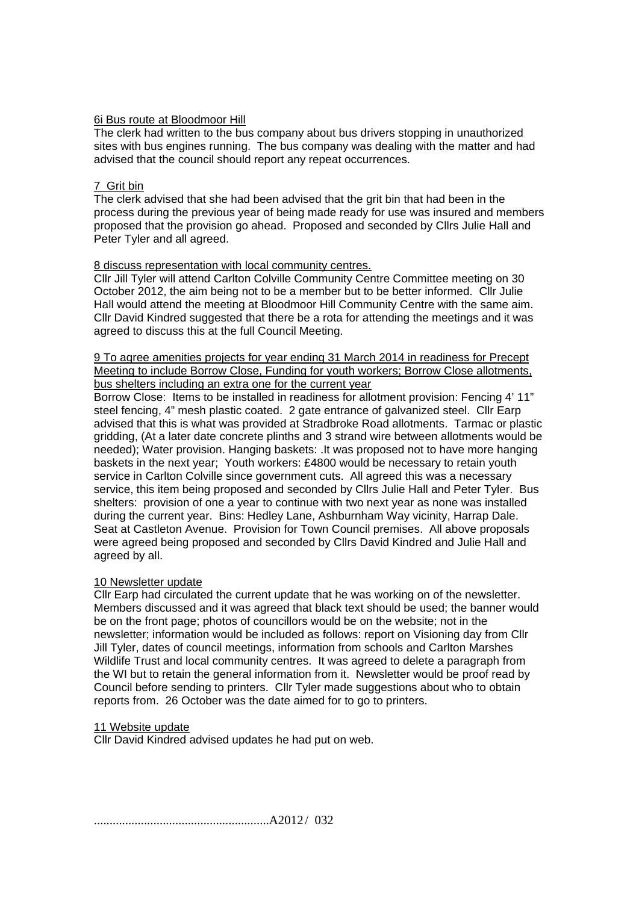6i Bus route at Bloodmoor Hill

The clerk had written to the bus company about bus drivers stopping in unauthorized sites with bus engines running. The bus company was dealing with the matter and had advised that the council should report any repeat occurrences.

7 Grit bin

The clerk advised that she had been advised that the grit bin that had been in the process during the previous year of being made ready for use was insured and members proposed that the provision go ahead. Proposed and seconded by Cllrs Julie Hall and Peter Tyler and all agreed.

8 discuss representation with local community centres.

Cllr Jill Tyler will attend Carlton Colville Community Centre Committee meeting on 30 October 2012, the aim being not to be a member but to be better informed. Cllr Julie Hall would attend the meeting at Bloodmoor Hill Community Centre with the same aim. Cllr David Kindred suggested that there be a rota for attending the meetings and it was agreed to discuss this at the full Council Meeting.

9 To agree amenities projects for year ending 31 March 2014 in readiness for Precept Meeting to include Borrow Close, Funding for youth workers; Borrow Close allotments, bus shelters including an extra one for the current year

Borrow Close: Items to be installed in readiness for allotment provision: Fencing 4' 11" steel fencing, 4" mesh plastic coated. 2 gate entrance of galvanized steel. Cllr Earp advised that this is what was provided at Stradbroke Road allotments. Tarmac or plastic gridding, (At a later date concrete plinths and 3 strand wire between allotments would be needed); Water provision. Hanging baskets: .It was proposed not to have more hanging baskets in the next year; Youth workers: £4800 would be necessary to retain youth service in Carlton Colville since government cuts. All agreed this was a necessary service, this item being proposed and seconded by Cllrs Julie Hall and Peter Tyler. Bus shelters: provision of one a year to continue with two next year as none was installed during the current year. Bins: Hedley Lane, Ashburnham Way vicinity, Harrap Dale. Seat at Castleton Avenue. Provision for Town Council premises. All above proposals were agreed being proposed and seconded by Cllrs David Kindred and Julie Hall and agreed by all.

10 Newsletter update

Cllr Earp had circulated the current update that he was working on of the newsletter. Members discussed and it was agreed that black text should be used; the banner would be on the front page; photos of councillors would be on the website; not in the newsletter; information would be included as follows: report on Visioning day from Cllr Jill Tyler, dates of council meetings, information from schools and Carlton Marshes Wildlife Trust and local community centres. It was agreed to delete a paragraph from the WI but to retain the general information from it. Newsletter would be proof read by Council before sending to printers. Cllr Tyler made suggestions about who to obtain reports from. 26 October was the date aimed for to go to printers.

11 Website update

Cllr David Kindred advised updates he had put on web.

.......................................................A2012 / 032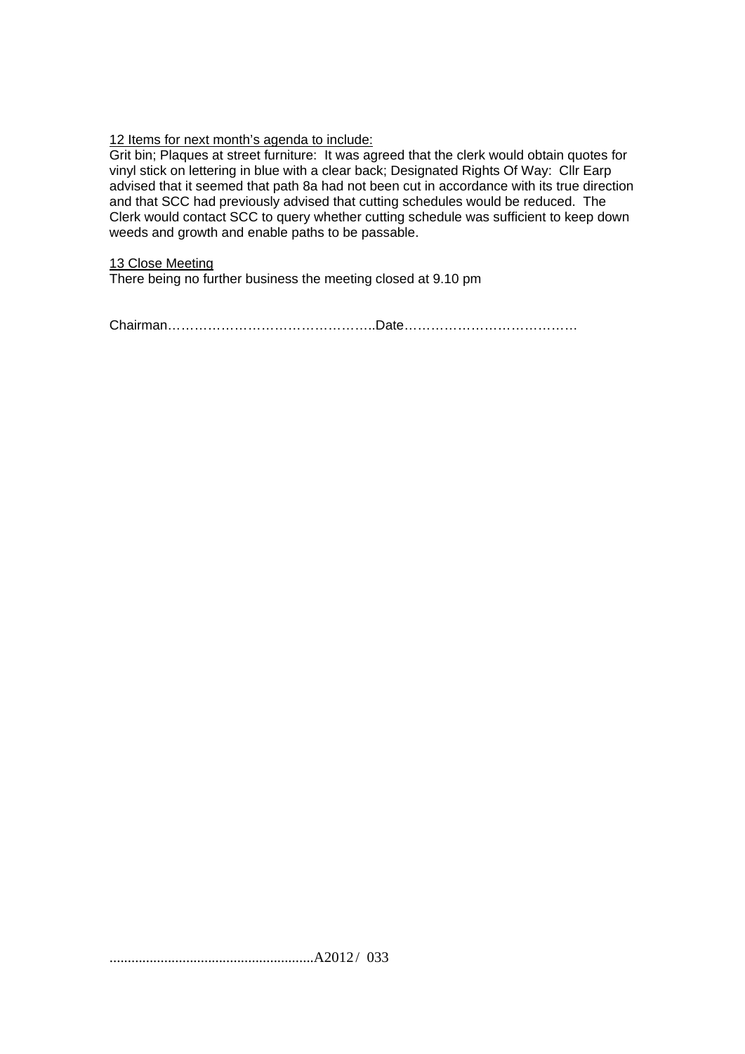<u>12 Items for next month's agenda to include:</u>
Grit bin; Plaques at street furniture: It was agreed that the clerk would obtain quotes for vinyl stick on lettering in blue with a clear back; Designated Rights Of Way: Cllr Earp advised that it seemed that path 8a had not been cut in accordance with its true direction and that SCC had previously advised that cutting schedules would be reduced. The Clerk would contact SCC to query whether cutting schedule was sufficient to keep down weeds and growth and enable paths to be passable.

<u>13 Close Meeting</u>
There being no further business the meeting closed at 9.10 pm

Chairman………………………………………..Date…………………………………

........................................................A2012 / 033